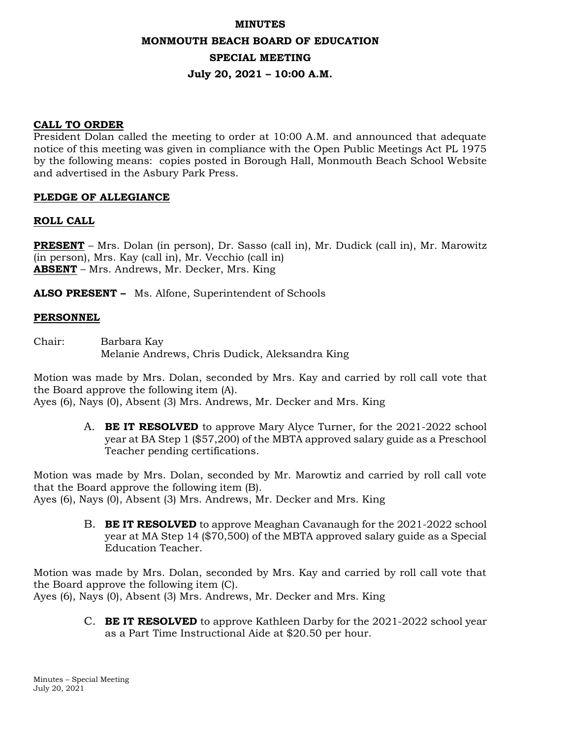# MINUTES

# MONMOUTH BEACH BOARD OF EDUCATION

# SPECIAL MEETING

# July 20, 2021 – 10:00 A.M.

## CALL TO ORDER

President Dolan called the meeting to order at 10:00 A.M. and announced that adequate notice of this meeting was given in compliance with the Open Public Meetings Act PL 1975 by the following means: copies posted in Borough Hall, Monmouth Beach School Website and advertised in the Asbury Park Press.

## PLEDGE OF ALLEGIANCE

## ROLL CALL

**PRESENT** – Mrs. Dolan (in person), Dr. Sasso (call in), Mr. Dudick (call in), Mr. Marowitz (in person), Mrs. Kay (call in), Mr. Vecchio (call in)
**ABSENT** – Mrs. Andrews, Mr. Decker, Mrs. King

**ALSO PRESENT –** Ms. Alfone, Superintendent of Schools

## PERSONNEL

Chair: Barbara Kay
Melanie Andrews, Chris Dudick, Aleksandra King

Motion was made by Mrs. Dolan, seconded by Mrs. Kay and carried by roll call vote that the Board approve the following item (A).
Ayes (6), Nays (0), Absent (3) Mrs. Andrews, Mr. Decker and Mrs. King

A. **BE IT RESOLVED** to approve Mary Alyce Turner, for the 2021-2022 school year at BA Step 1 ($57,200) of the MBTA approved salary guide as a Preschool Teacher pending certifications.

Motion was made by Mrs. Dolan, seconded by Mr. Marowtiz and carried by roll call vote that the Board approve the following item (B).
Ayes (6), Nays (0), Absent (3) Mrs. Andrews, Mr. Decker and Mrs. King

B. **BE IT RESOLVED** to approve Meaghan Cavanaugh for the 2021-2022 school year at MA Step 14 ($70,500) of the MBTA approved salary guide as a Special Education Teacher.

Motion was made by Mrs. Dolan, seconded by Mrs. Kay and carried by roll call vote that the Board approve the following item (C).
Ayes (6), Nays (0), Absent (3) Mrs. Andrews, Mr. Decker and Mrs. King

C. **BE IT RESOLVED** to approve Kathleen Darby for the 2021-2022 school year as a Part Time Instructional Aide at $20.50 per hour.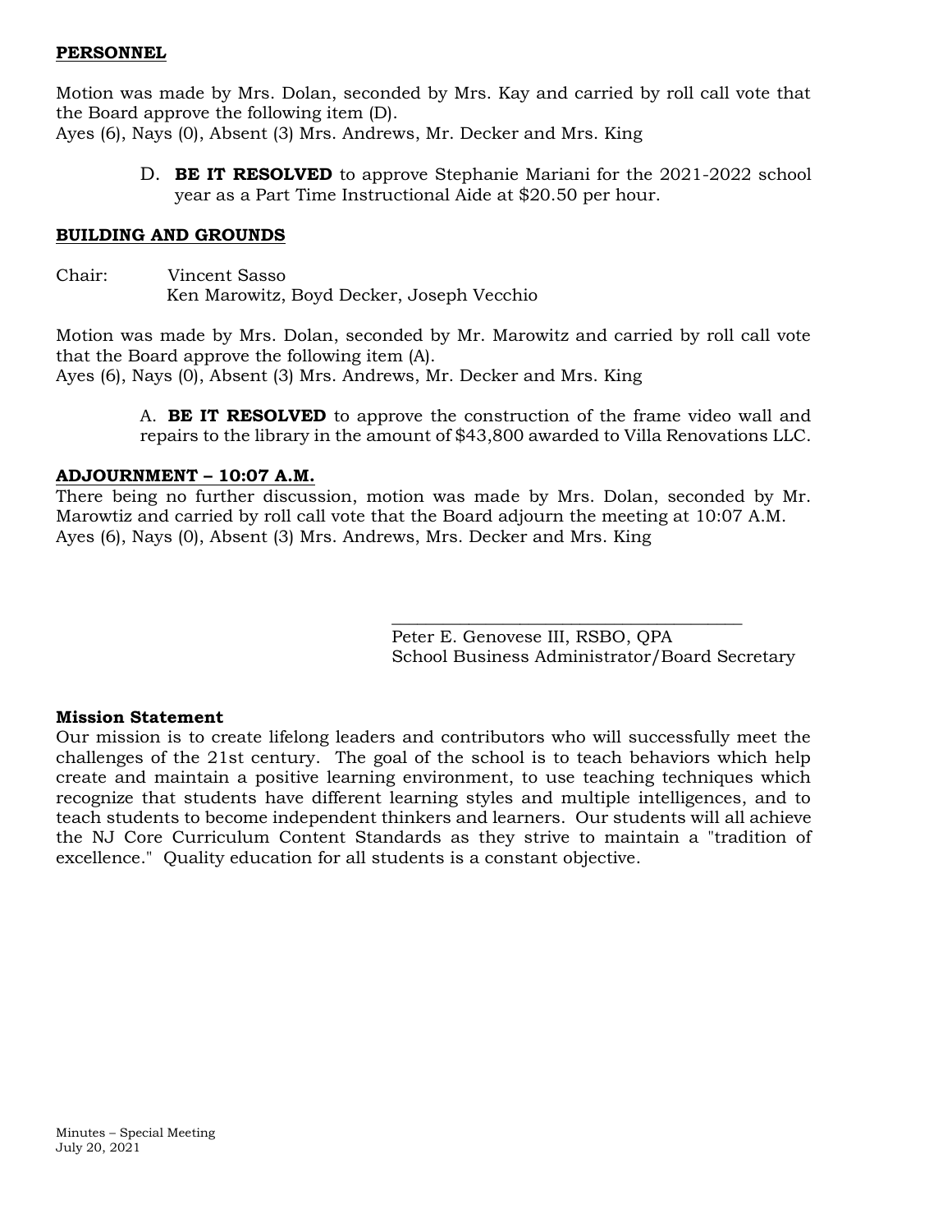**PERSONNEL**

Motion was made by Mrs. Dolan, seconded by Mrs. Kay and carried by roll call vote that the Board approve the following item (D).
Ayes (6), Nays (0), Absent (3) Mrs. Andrews, Mr. Decker and Mrs. King

D. **BE IT RESOLVED** to approve Stephanie Mariani for the 2021-2022 school year as a Part Time Instructional Aide at $20.50 per hour.

**BUILDING AND GROUNDS**

Chair: Vincent Sasso
Ken Marowitz, Boyd Decker, Joseph Vecchio

Motion was made by Mrs. Dolan, seconded by Mr. Marowitz and carried by roll call vote that the Board approve the following item (A).
Ayes (6), Nays (0), Absent (3) Mrs. Andrews, Mr. Decker and Mrs. King

A. **BE IT RESOLVED** to approve the construction of the frame video wall and repairs to the library in the amount of $43,800 awarded to Villa Renovations LLC.

**ADJOURNMENT – 10:07 A.M.**

There being no further discussion, motion was made by Mrs. Dolan, seconded by Mr. Marowtiz and carried by roll call vote that the Board adjourn the meeting at 10:07 A.M.
Ayes (6), Nays (0), Absent (3) Mrs. Andrews, Mrs. Decker and Mrs. King

\_\_\_\_\_\_\_\_\_\_\_\_\_\_\_\_\_\_\_\_\_\_\_\_\_\_\_\_\_\_\_\_\_\_\_\_\_\_\_\_
Peter E. Genovese III, RSBO, QPA
School Business Administrator/Board Secretary

**Mission Statement**

Our mission is to create lifelong leaders and contributors who will successfully meet the challenges of the 21st century. The goal of the school is to teach behaviors which help create and maintain a positive learning environment, to use teaching techniques which recognize that students have different learning styles and multiple intelligences, and to teach students to become independent thinkers and learners. Our students will all achieve the NJ Core Curriculum Content Standards as they strive to maintain a "tradition of excellence." Quality education for all students is a constant objective.